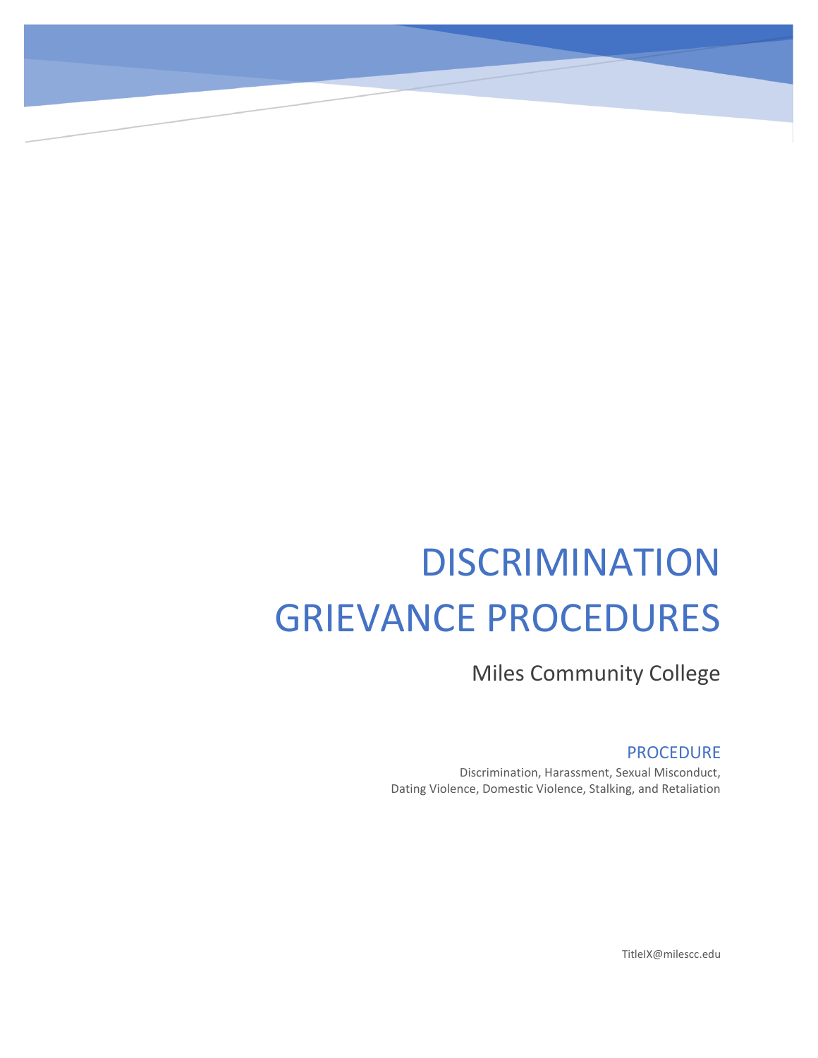# DISCRIMINATION GRIEVANCE PROCEDURES

Miles Community College

## PROCEDURE

Discrimination, Harassment, Sexual Misconduct, Dating Violence, Domestic Violence, Stalking, and Retaliation

TitleIX@milescc.edu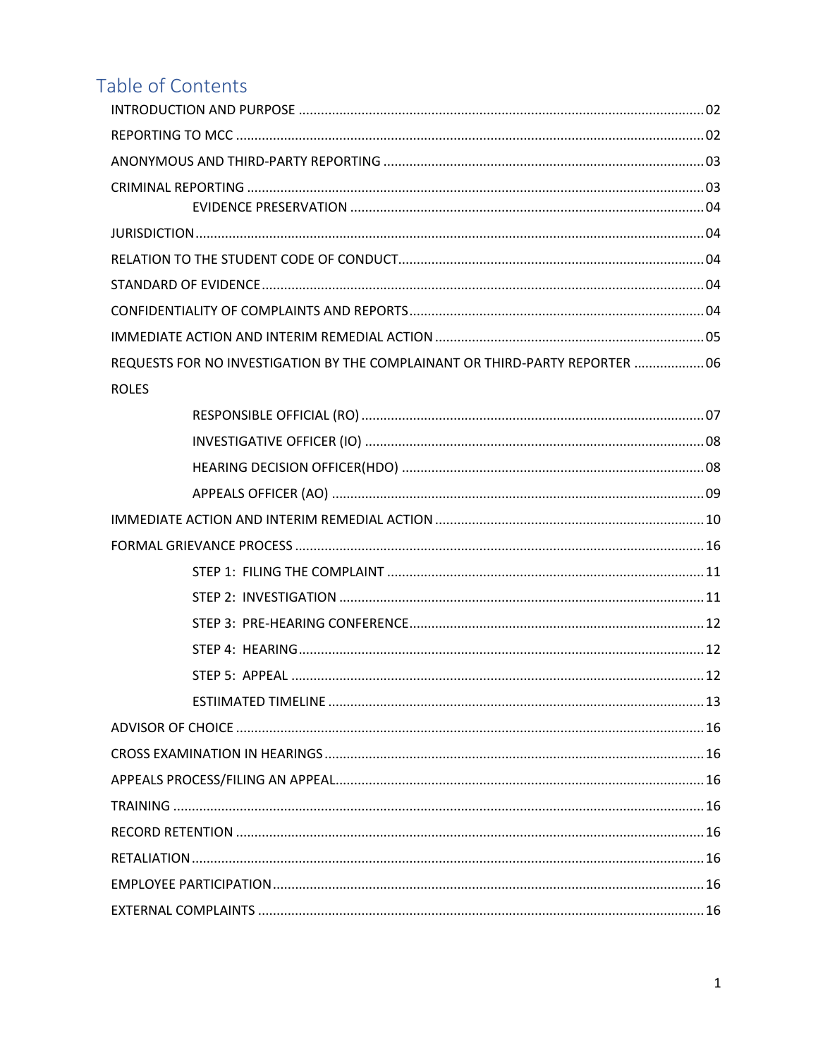## Table of Contents

- INTRODUCTION AND PURPOSE ............ 02
- REPORTING TO MCC ............ 02
- ANONYMOUS AND THIRD-PARTY REPORTING ............ 03
- CRIMINAL REPORTING ............ 03
  - EVIDENCE PRESERVATION ............ 04
- JURISDICTION ............ 04
- RELATION TO THE STUDENT CODE OF CONDUCT ............ 04
- STANDARD OF EVIDENCE ............ 04
- CONFIDENTIALITY OF COMPLAINTS AND REPORTS ............ 04
- IMMEDIATE ACTION AND INTERIM REMEDIAL ACTION ............ 05
- REQUESTS FOR NO INVESTIGATION BY THE COMPLAINANT OR THIRD-PARTY REPORTER ............ 06
- ROLES
  - RESPONSIBLE OFFICIAL (RO) ............ 07
  - INVESTIGATIVE OFFICER (IO) ............ 08
  - HEARING DECISION OFFICER(HDO) ............ 08
  - APPEALS OFFICER (AO) ............ 09
- IMMEDIATE ACTION AND INTERIM REMEDIAL ACTION ............ 10
- FORMAL GRIEVANCE PROCESS ............ 16
  - STEP 1: FILING THE COMPLAINT ............ 11
  - STEP 2: INVESTIGATION ............ 11
  - STEP 3: PRE-HEARING CONFERENCE ............ 12
  - STEP 4: HEARING ............ 12
  - STEP 5: APPEAL ............ 12
  - ESTIIMATED TIMELINE ............ 13
- ADVISOR OF CHOICE ............ 16
- CROSS EXAMINATION IN HEARINGS ............ 16
- APPEALS PROCESS/FILING AN APPEAL ............ 16
- TRAINING ............ 16
- RECORD RETENTION ............ 16
- RETALIATION ............ 16
- EMPLOYEE PARTICIPATION ............ 16
- EXTERNAL COMPLAINTS ............ 16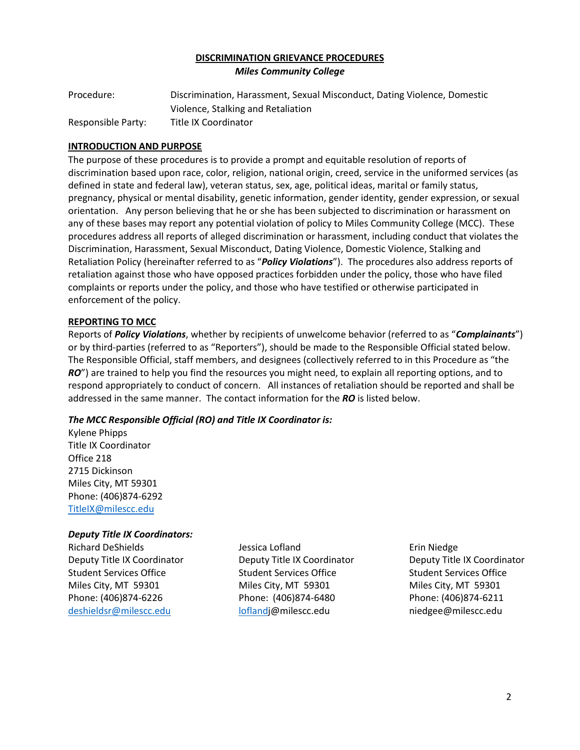# DISCRIMINATION GRIEVANCE PROCEDURES

***Miles Community College***

Procedure: Discrimination, Harassment, Sexual Misconduct, Dating Violence, Domestic Violence, Stalking and Retaliation

Responsible Party: Title IX Coordinator

## INTRODUCTION AND PURPOSE

The purpose of these procedures is to provide a prompt and equitable resolution of reports of discrimination based upon race, color, religion, national origin, creed, service in the uniformed services (as defined in state and federal law), veteran status, sex, age, political ideas, marital or family status, pregnancy, physical or mental disability, genetic information, gender identity, gender expression, or sexual orientation. Any person believing that he or she has been subjected to discrimination or harassment on any of these bases may report any potential violation of policy to Miles Community College (MCC). These procedures address all reports of alleged discrimination or harassment, including conduct that violates the Discrimination, Harassment, Sexual Misconduct, Dating Violence, Domestic Violence, Stalking and Retaliation Policy (hereinafter referred to as "***Policy Violations***"). The procedures also address reports of retaliation against those who have opposed practices forbidden under the policy, those who have filed complaints or reports under the policy, and those who have testified or otherwise participated in enforcement of the policy.

## REPORTING TO MCC

Reports of ***Policy Violations***, whether by recipients of unwelcome behavior (referred to as "***Complainants***") or by third-parties (referred to as "Reporters"), should be made to the Responsible Official stated below. The Responsible Official, staff members, and designees (collectively referred to in this Procedure as "the ***RO***") are trained to help you find the resources you might need, to explain all reporting options, and to respond appropriately to conduct of concern. All instances of retaliation should be reported and shall be addressed in the same manner. The contact information for the ***RO*** is listed below.

***The MCC Responsible Official (RO) and Title IX Coordinator is:***

Kylene Phipps
Title IX Coordinator
Office 218
2715 Dickinson
Miles City, MT 59301
Phone: (406)874-6292
TitleIX@milescc.edu

***Deputy Title IX Coordinators:***

Richard DeShields
Deputy Title IX Coordinator
Student Services Office
Miles City, MT 59301
Phone: (406)874-6226
deshieldsr@milescc.edu

Jessica Lofland
Deputy Title IX Coordinator
Student Services Office
Miles City, MT 59301
Phone: (406)874-6480
loflandj@milescc.edu

Erin Niedge
Deputy Title IX Coordinator
Student Services Office
Miles City, MT 59301
Phone: (406)874-6211
niedgee@milescc.edu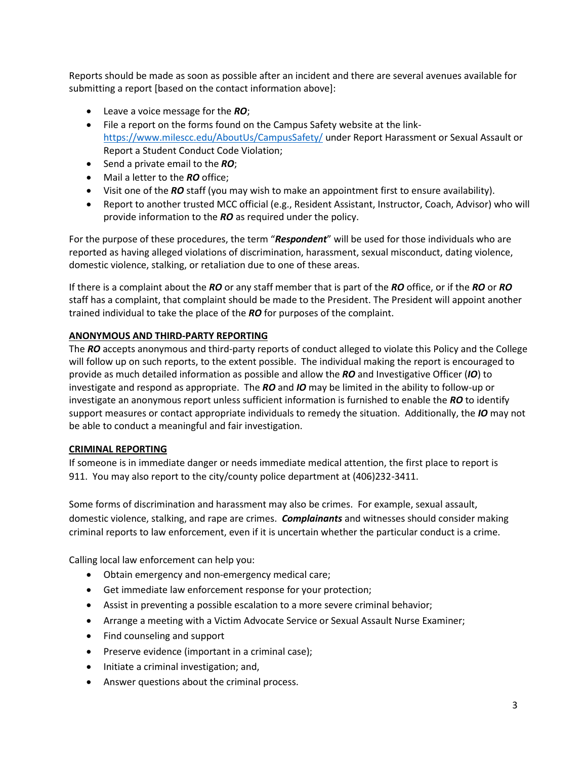Reports should be made as soon as possible after an incident and there are several avenues available for submitting a report [based on the contact information above]:

- Leave a voice message for the ***RO***;
- File a report on the forms found on the Campus Safety website at the link- https://www.milescc.edu/AboutUs/CampusSafety/ under Report Harassment or Sexual Assault or Report a Student Conduct Code Violation;
- Send a private email to the ***RO***;
- Mail a letter to the ***RO*** office;
- Visit one of the ***RO*** staff (you may wish to make an appointment first to ensure availability).
- Report to another trusted MCC official (e.g., Resident Assistant, Instructor, Coach, Advisor) who will provide information to the ***RO*** as required under the policy.

For the purpose of these procedures, the term "***Respondent***" will be used for those individuals who are reported as having alleged violations of discrimination, harassment, sexual misconduct, dating violence, domestic violence, stalking, or retaliation due to one of these areas.

If there is a complaint about the ***RO*** or any staff member that is part of the ***RO*** office, or if the ***RO*** or ***RO*** staff has a complaint, that complaint should be made to the President. The President will appoint another trained individual to take the place of the ***RO*** for purposes of the complaint.

**ANONYMOUS AND THIRD-PARTY REPORTING**

The ***RO*** accepts anonymous and third-party reports of conduct alleged to violate this Policy and the College will follow up on such reports, to the extent possible. The individual making the report is encouraged to provide as much detailed information as possible and allow the ***RO*** and Investigative Officer (***IO***) to investigate and respond as appropriate. The ***RO*** and ***IO*** may be limited in the ability to follow-up or investigate an anonymous report unless sufficient information is furnished to enable the ***RO*** to identify support measures or contact appropriate individuals to remedy the situation. Additionally, the ***IO*** may not be able to conduct a meaningful and fair investigation.

**CRIMINAL REPORTING**

If someone is in immediate danger or needs immediate medical attention, the first place to report is 911. You may also report to the city/county police department at (406)232-3411.

Some forms of discrimination and harassment may also be crimes. For example, sexual assault, domestic violence, stalking, and rape are crimes. ***Complainants*** and witnesses should consider making criminal reports to law enforcement, even if it is uncertain whether the particular conduct is a crime.

Calling local law enforcement can help you:

- Obtain emergency and non-emergency medical care;
- Get immediate law enforcement response for your protection;
- Assist in preventing a possible escalation to a more severe criminal behavior;
- Arrange a meeting with a Victim Advocate Service or Sexual Assault Nurse Examiner;
- Find counseling and support
- Preserve evidence (important in a criminal case);
- Initiate a criminal investigation; and,
- Answer questions about the criminal process.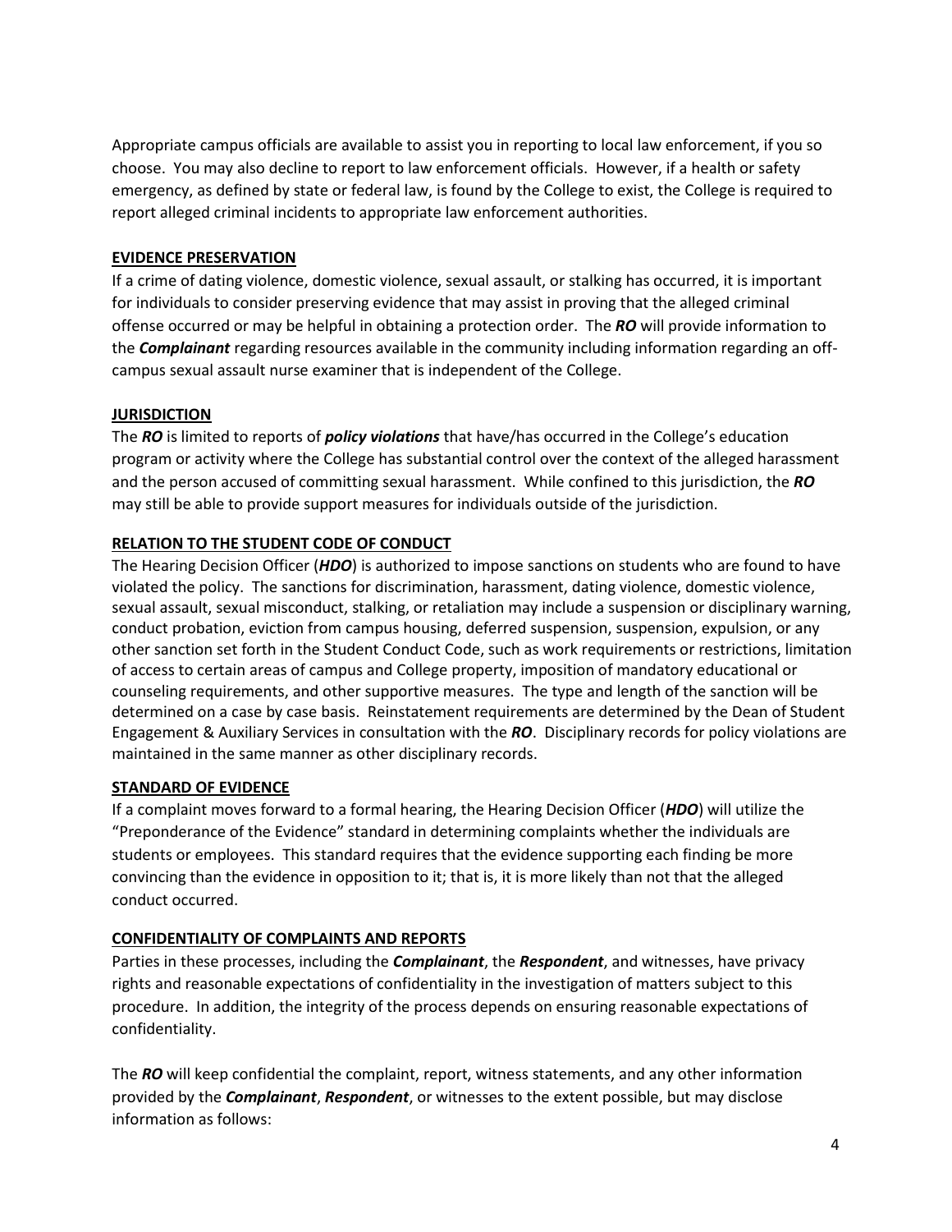Appropriate campus officials are available to assist you in reporting to local law enforcement, if you so choose. You may also decline to report to law enforcement officials. However, if a health or safety emergency, as defined by state or federal law, is found by the College to exist, the College is required to report alleged criminal incidents to appropriate law enforcement authorities.

## EVIDENCE PRESERVATION

If a crime of dating violence, domestic violence, sexual assault, or stalking has occurred, it is important for individuals to consider preserving evidence that may assist in proving that the alleged criminal offense occurred or may be helpful in obtaining a protection order. The ***RO*** will provide information to the ***Complainant*** regarding resources available in the community including information regarding an off-campus sexual assault nurse examiner that is independent of the College.

## JURISDICTION

The ***RO*** is limited to reports of ***policy violations*** that have/has occurred in the College's education program or activity where the College has substantial control over the context of the alleged harassment and the person accused of committing sexual harassment. While confined to this jurisdiction, the ***RO*** may still be able to provide support measures for individuals outside of the jurisdiction.

## RELATION TO THE STUDENT CODE OF CONDUCT

The Hearing Decision Officer (***HDO***) is authorized to impose sanctions on students who are found to have violated the policy. The sanctions for discrimination, harassment, dating violence, domestic violence, sexual assault, sexual misconduct, stalking, or retaliation may include a suspension or disciplinary warning, conduct probation, eviction from campus housing, deferred suspension, suspension, expulsion, or any other sanction set forth in the Student Conduct Code, such as work requirements or restrictions, limitation of access to certain areas of campus and College property, imposition of mandatory educational or counseling requirements, and other supportive measures. The type and length of the sanction will be determined on a case by case basis. Reinstatement requirements are determined by the Dean of Student Engagement & Auxiliary Services in consultation with the ***RO***. Disciplinary records for policy violations are maintained in the same manner as other disciplinary records.

## STANDARD OF EVIDENCE

If a complaint moves forward to a formal hearing, the Hearing Decision Officer (***HDO***) will utilize the "Preponderance of the Evidence" standard in determining complaints whether the individuals are students or employees. This standard requires that the evidence supporting each finding be more convincing than the evidence in opposition to it; that is, it is more likely than not that the alleged conduct occurred.

## CONFIDENTIALITY OF COMPLAINTS AND REPORTS

Parties in these processes, including the ***Complainant***, the ***Respondent***, and witnesses, have privacy rights and reasonable expectations of confidentiality in the investigation of matters subject to this procedure. In addition, the integrity of the process depends on ensuring reasonable expectations of confidentiality.

The ***RO*** will keep confidential the complaint, report, witness statements, and any other information provided by the ***Complainant***, ***Respondent***, or witnesses to the extent possible, but may disclose information as follows: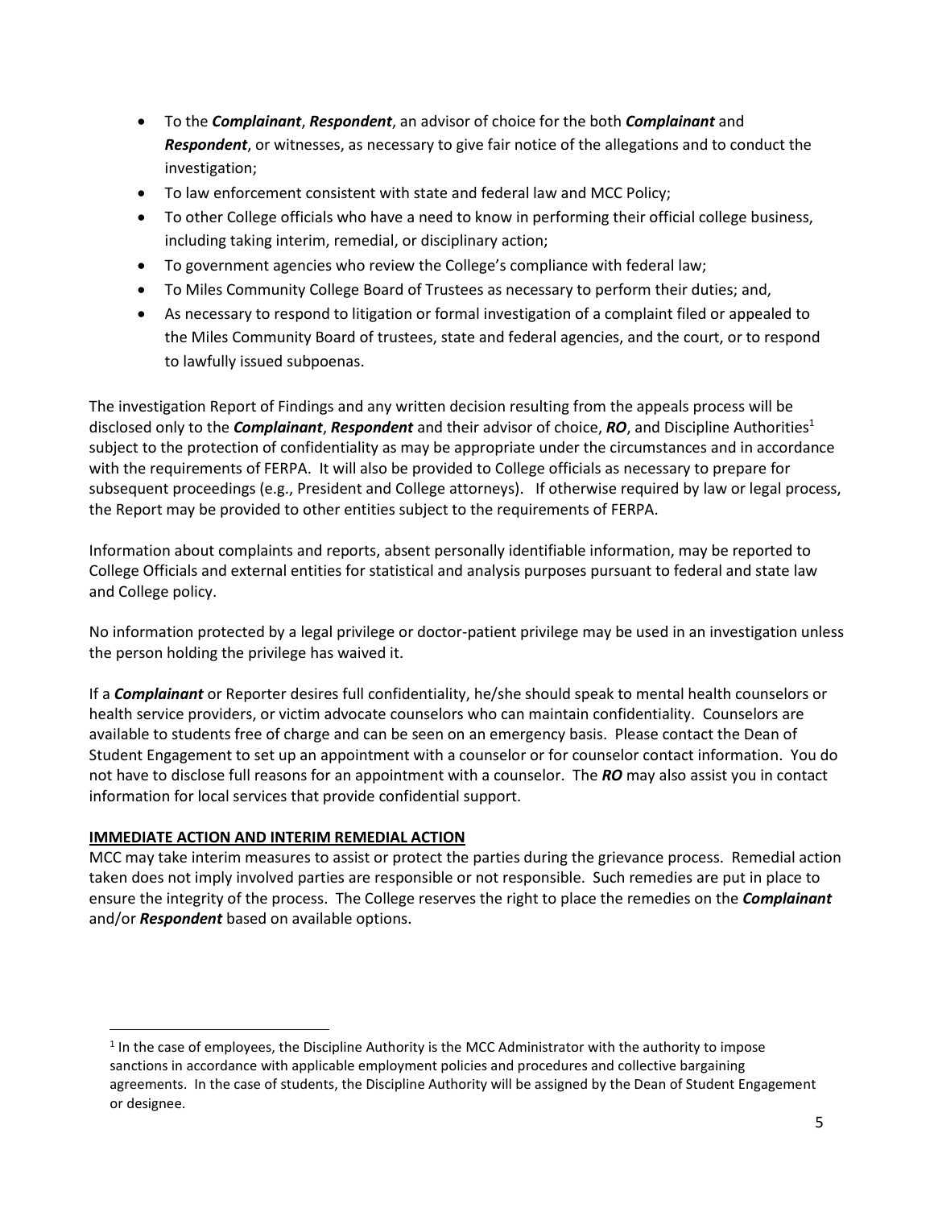- To the ***Complainant***, ***Respondent***, an advisor of choice for the both ***Complainant*** and ***Respondent***, or witnesses, as necessary to give fair notice of the allegations and to conduct the investigation;
- To law enforcement consistent with state and federal law and MCC Policy;
- To other College officials who have a need to know in performing their official college business, including taking interim, remedial, or disciplinary action;
- To government agencies who review the College's compliance with federal law;
- To Miles Community College Board of Trustees as necessary to perform their duties; and,
- As necessary to respond to litigation or formal investigation of a complaint filed or appealed to the Miles Community Board of trustees, state and federal agencies, and the court, or to respond to lawfully issued subpoenas.

The investigation Report of Findings and any written decision resulting from the appeals process will be disclosed only to the ***Complainant***, ***Respondent*** and their advisor of choice, ***RO***, and Discipline Authorities[1] subject to the protection of confidentiality as may be appropriate under the circumstances and in accordance with the requirements of FERPA. It will also be provided to College officials as necessary to prepare for subsequent proceedings (e.g., President and College attorneys). If otherwise required by law or legal process, the Report may be provided to other entities subject to the requirements of FERPA.

Information about complaints and reports, absent personally identifiable information, may be reported to College Officials and external entities for statistical and analysis purposes pursuant to federal and state law and College policy.

No information protected by a legal privilege or doctor-patient privilege may be used in an investigation unless the person holding the privilege has waived it.

If a ***Complainant*** or Reporter desires full confidentiality, he/she should speak to mental health counselors or health service providers, or victim advocate counselors who can maintain confidentiality. Counselors are available to students free of charge and can be seen on an emergency basis. Please contact the Dean of Student Engagement to set up an appointment with a counselor or for counselor contact information. You do not have to disclose full reasons for an appointment with a counselor. The ***RO*** may also assist you in contact information for local services that provide confidential support.

**IMMEDIATE ACTION AND INTERIM REMEDIAL ACTION**

MCC may take interim measures to assist or protect the parties during the grievance process. Remedial action taken does not imply involved parties are responsible or not responsible. Such remedies are put in place to ensure the integrity of the process. The College reserves the right to place the remedies on the ***Complainant*** and/or ***Respondent*** based on available options.

[1] In the case of employees, the Discipline Authority is the MCC Administrator with the authority to impose sanctions in accordance with applicable employment policies and procedures and collective bargaining agreements. In the case of students, the Discipline Authority will be assigned by the Dean of Student Engagement or designee.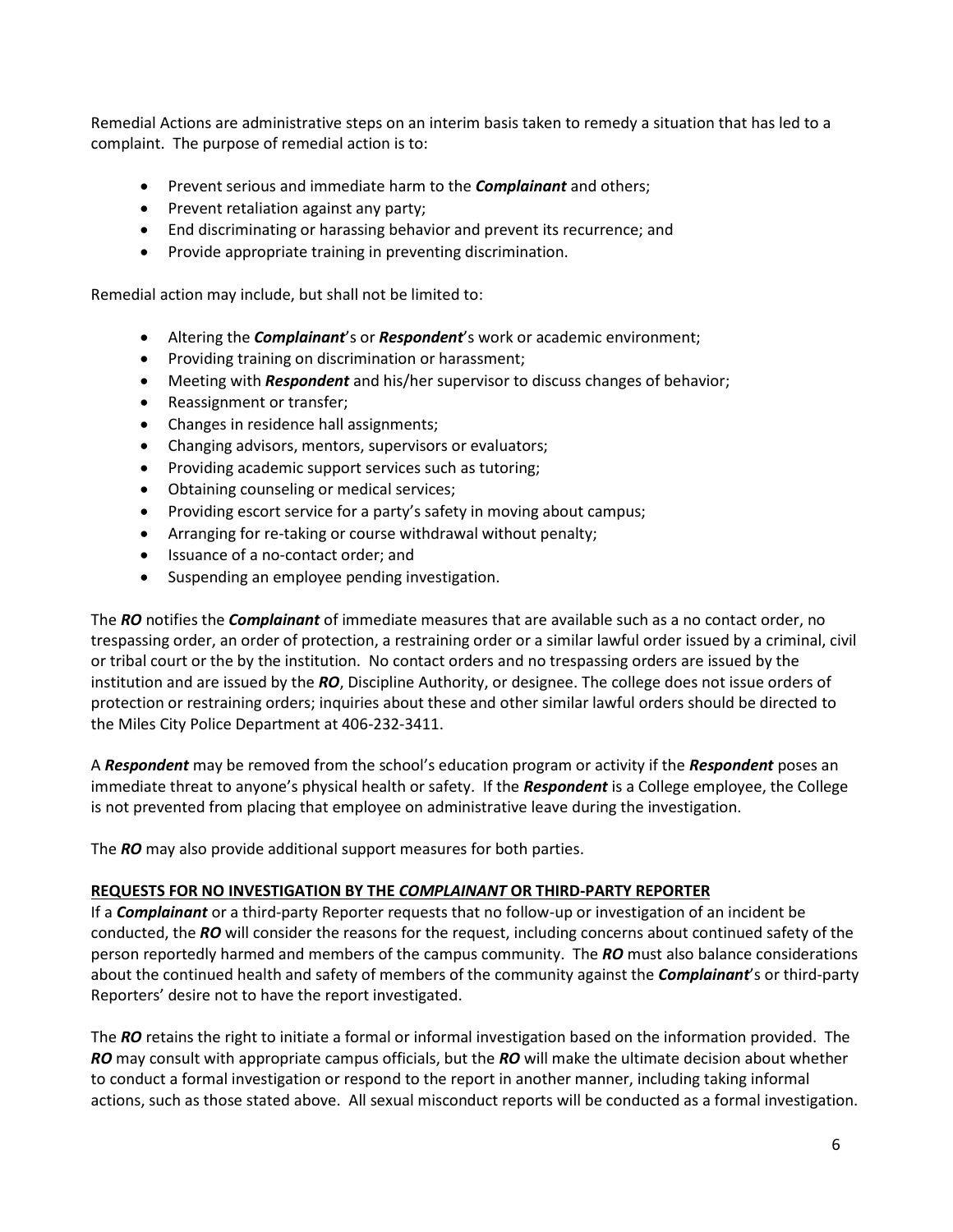Remedial Actions are administrative steps on an interim basis taken to remedy a situation that has led to a complaint. The purpose of remedial action is to:

- Prevent serious and immediate harm to the ***Complainant*** and others;
- Prevent retaliation against any party;
- End discriminating or harassing behavior and prevent its recurrence; and
- Provide appropriate training in preventing discrimination.

Remedial action may include, but shall not be limited to:

- Altering the ***Complainant***'s or ***Respondent***'s work or academic environment;
- Providing training on discrimination or harassment;
- Meeting with ***Respondent*** and his/her supervisor to discuss changes of behavior;
- Reassignment or transfer;
- Changes in residence hall assignments;
- Changing advisors, mentors, supervisors or evaluators;
- Providing academic support services such as tutoring;
- Obtaining counseling or medical services;
- Providing escort service for a party's safety in moving about campus;
- Arranging for re-taking or course withdrawal without penalty;
- Issuance of a no-contact order; and
- Suspending an employee pending investigation.

The ***RO*** notifies the ***Complainant*** of immediate measures that are available such as a no contact order, no trespassing order, an order of protection, a restraining order or a similar lawful order issued by a criminal, civil or tribal court or the by the institution. No contact orders and no trespassing orders are issued by the institution and are issued by the ***RO***, Discipline Authority, or designee. The college does not issue orders of protection or restraining orders; inquiries about these and other similar lawful orders should be directed to the Miles City Police Department at 406-232-3411.

A ***Respondent*** may be removed from the school's education program or activity if the ***Respondent*** poses an immediate threat to anyone's physical health or safety. If the ***Respondent*** is a College employee, the College is not prevented from placing that employee on administrative leave during the investigation.

The ***RO*** may also provide additional support measures for both parties.

**REQUESTS FOR NO INVESTIGATION BY THE *COMPLAINANT* OR THIRD-PARTY REPORTER**

If a ***Complainant*** or a third-party Reporter requests that no follow-up or investigation of an incident be conducted, the ***RO*** will consider the reasons for the request, including concerns about continued safety of the person reportedly harmed and members of the campus community. The ***RO*** must also balance considerations about the continued health and safety of members of the community against the ***Complainant***'s or third-party Reporters' desire not to have the report investigated.

The ***RO*** retains the right to initiate a formal or informal investigation based on the information provided. The ***RO*** may consult with appropriate campus officials, but the ***RO*** will make the ultimate decision about whether to conduct a formal investigation or respond to the report in another manner, including taking informal actions, such as those stated above. All sexual misconduct reports will be conducted as a formal investigation.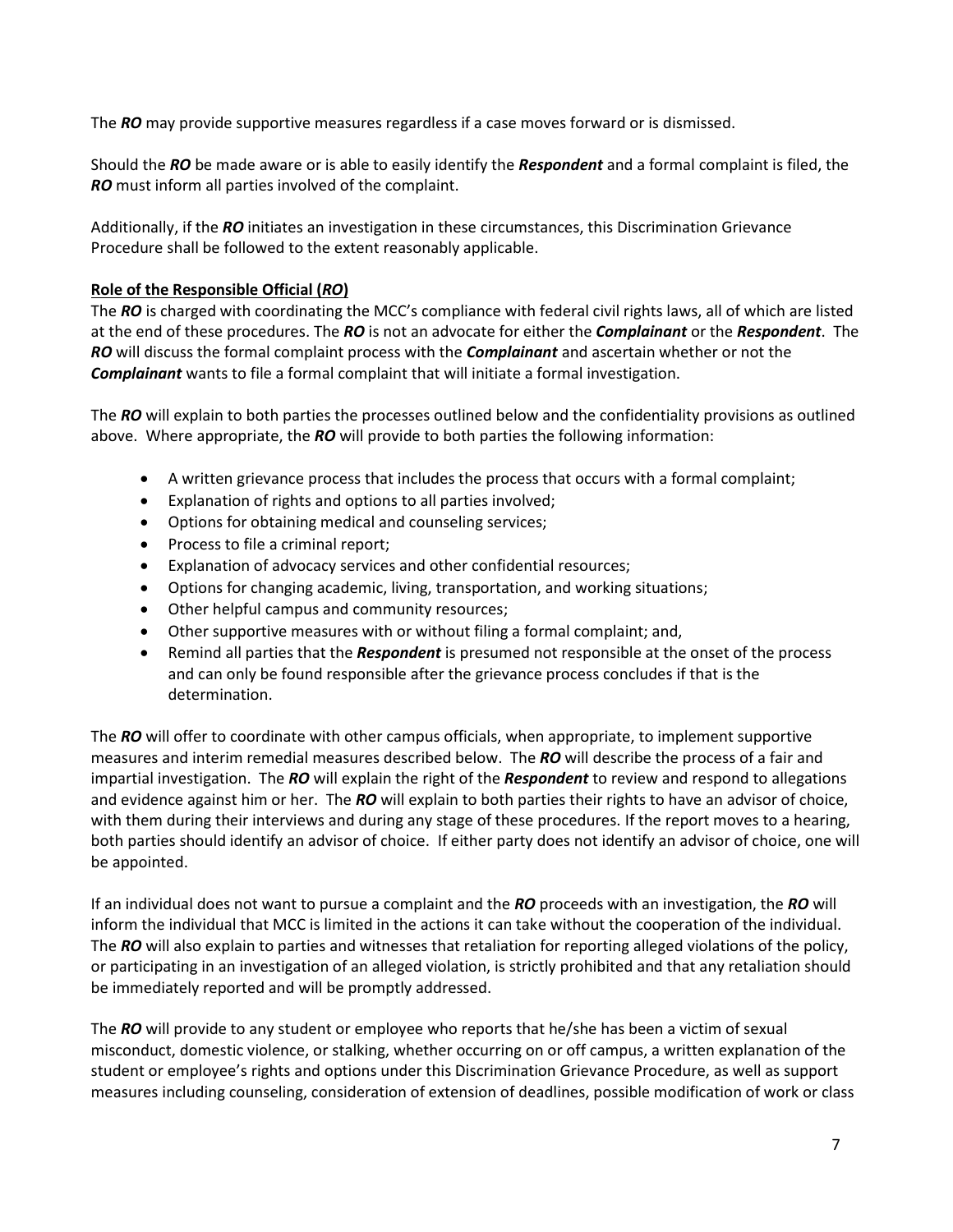The ***RO*** may provide supportive measures regardless if a case moves forward or is dismissed.

Should the ***RO*** be made aware or is able to easily identify the ***Respondent*** and a formal complaint is filed, the ***RO*** must inform all parties involved of the complaint.

Additionally, if the ***RO*** initiates an investigation in these circumstances, this Discrimination Grievance Procedure shall be followed to the extent reasonably applicable.

**Role of the Responsible Official (*RO*)**

The ***RO*** is charged with coordinating the MCC's compliance with federal civil rights laws, all of which are listed at the end of these procedures. The ***RO*** is not an advocate for either the ***Complainant*** or the ***Respondent***. The ***RO*** will discuss the formal complaint process with the ***Complainant*** and ascertain whether or not the ***Complainant*** wants to file a formal complaint that will initiate a formal investigation.

The ***RO*** will explain to both parties the processes outlined below and the confidentiality provisions as outlined above. Where appropriate, the ***RO*** will provide to both parties the following information:

- A written grievance process that includes the process that occurs with a formal complaint;
- Explanation of rights and options to all parties involved;
- Options for obtaining medical and counseling services;
- Process to file a criminal report;
- Explanation of advocacy services and other confidential resources;
- Options for changing academic, living, transportation, and working situations;
- Other helpful campus and community resources;
- Other supportive measures with or without filing a formal complaint; and,
- Remind all parties that the ***Respondent*** is presumed not responsible at the onset of the process and can only be found responsible after the grievance process concludes if that is the determination.

The ***RO*** will offer to coordinate with other campus officials, when appropriate, to implement supportive measures and interim remedial measures described below. The ***RO*** will describe the process of a fair and impartial investigation. The ***RO*** will explain the right of the ***Respondent*** to review and respond to allegations and evidence against him or her. The ***RO*** will explain to both parties their rights to have an advisor of choice, with them during their interviews and during any stage of these procedures. If the report moves to a hearing, both parties should identify an advisor of choice. If either party does not identify an advisor of choice, one will be appointed.

If an individual does not want to pursue a complaint and the ***RO*** proceeds with an investigation, the ***RO*** will inform the individual that MCC is limited in the actions it can take without the cooperation of the individual. The ***RO*** will also explain to parties and witnesses that retaliation for reporting alleged violations of the policy, or participating in an investigation of an alleged violation, is strictly prohibited and that any retaliation should be immediately reported and will be promptly addressed.

The ***RO*** will provide to any student or employee who reports that he/she has been a victim of sexual misconduct, domestic violence, or stalking, whether occurring on or off campus, a written explanation of the student or employee's rights and options under this Discrimination Grievance Procedure, as well as support measures including counseling, consideration of extension of deadlines, possible modification of work or class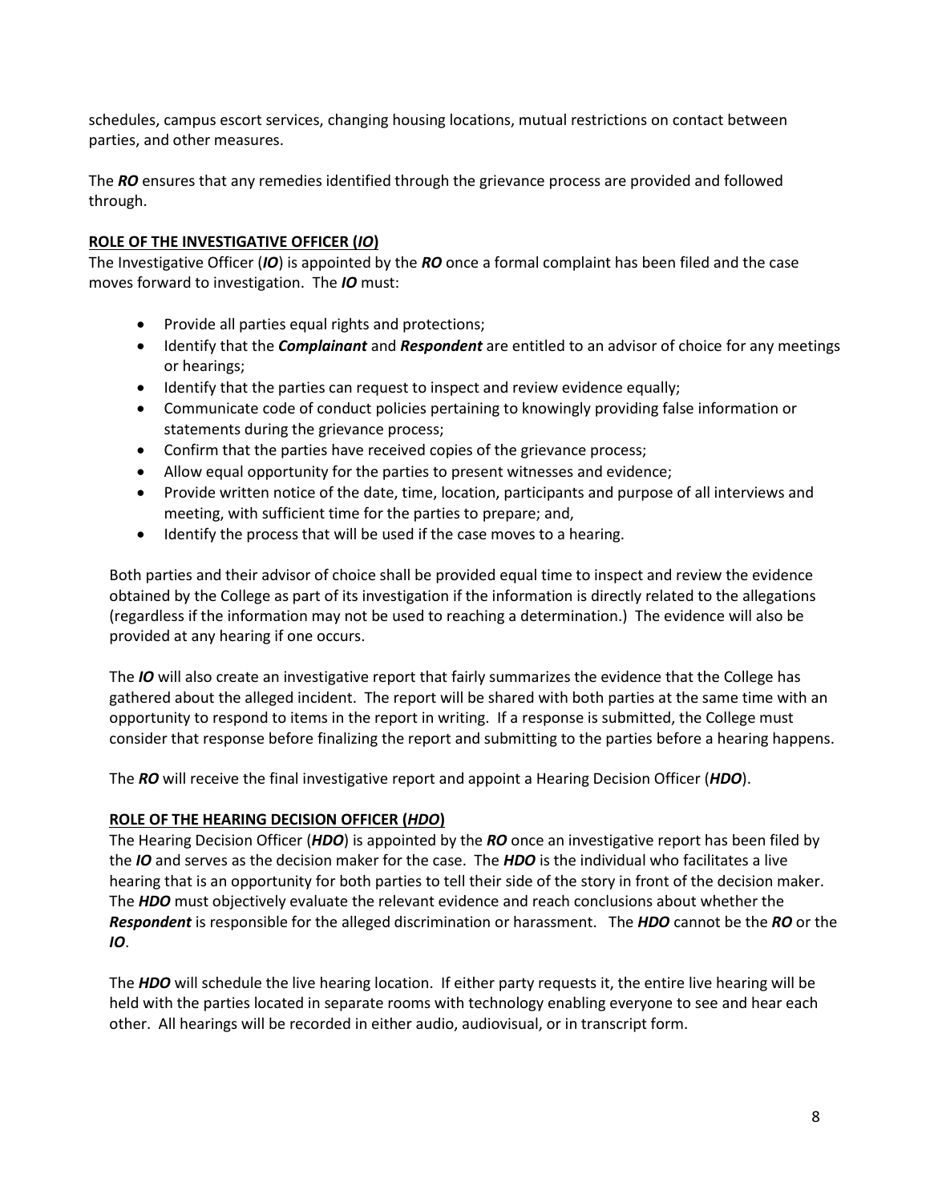schedules, campus escort services, changing housing locations, mutual restrictions on contact between parties, and other measures.

The ***RO*** ensures that any remedies identified through the grievance process are provided and followed through.

**ROLE OF THE INVESTIGATIVE OFFICER (*IO*)**

The Investigative Officer (***IO***) is appointed by the ***RO*** once a formal complaint has been filed and the case moves forward to investigation. The ***IO*** must:

- Provide all parties equal rights and protections;
- Identify that the ***Complainant*** and ***Respondent*** are entitled to an advisor of choice for any meetings or hearings;
- Identify that the parties can request to inspect and review evidence equally;
- Communicate code of conduct policies pertaining to knowingly providing false information or statements during the grievance process;
- Confirm that the parties have received copies of the grievance process;
- Allow equal opportunity for the parties to present witnesses and evidence;
- Provide written notice of the date, time, location, participants and purpose of all interviews and meeting, with sufficient time for the parties to prepare; and,
- Identify the process that will be used if the case moves to a hearing.

Both parties and their advisor of choice shall be provided equal time to inspect and review the evidence obtained by the College as part of its investigation if the information is directly related to the allegations (regardless if the information may not be used to reaching a determination.) The evidence will also be provided at any hearing if one occurs.

The ***IO*** will also create an investigative report that fairly summarizes the evidence that the College has gathered about the alleged incident. The report will be shared with both parties at the same time with an opportunity to respond to items in the report in writing. If a response is submitted, the College must consider that response before finalizing the report and submitting to the parties before a hearing happens.

The ***RO*** will receive the final investigative report and appoint a Hearing Decision Officer (***HDO***).

**ROLE OF THE HEARING DECISION OFFICER (*HDO*)**

The Hearing Decision Officer (***HDO***) is appointed by the ***RO*** once an investigative report has been filed by the ***IO*** and serves as the decision maker for the case. The ***HDO*** is the individual who facilitates a live hearing that is an opportunity for both parties to tell their side of the story in front of the decision maker. The ***HDO*** must objectively evaluate the relevant evidence and reach conclusions about whether the ***Respondent*** is responsible for the alleged discrimination or harassment. The ***HDO*** cannot be the ***RO*** or the ***IO***.

The ***HDO*** will schedule the live hearing location. If either party requests it, the entire live hearing will be held with the parties located in separate rooms with technology enabling everyone to see and hear each other. All hearings will be recorded in either audio, audiovisual, or in transcript form.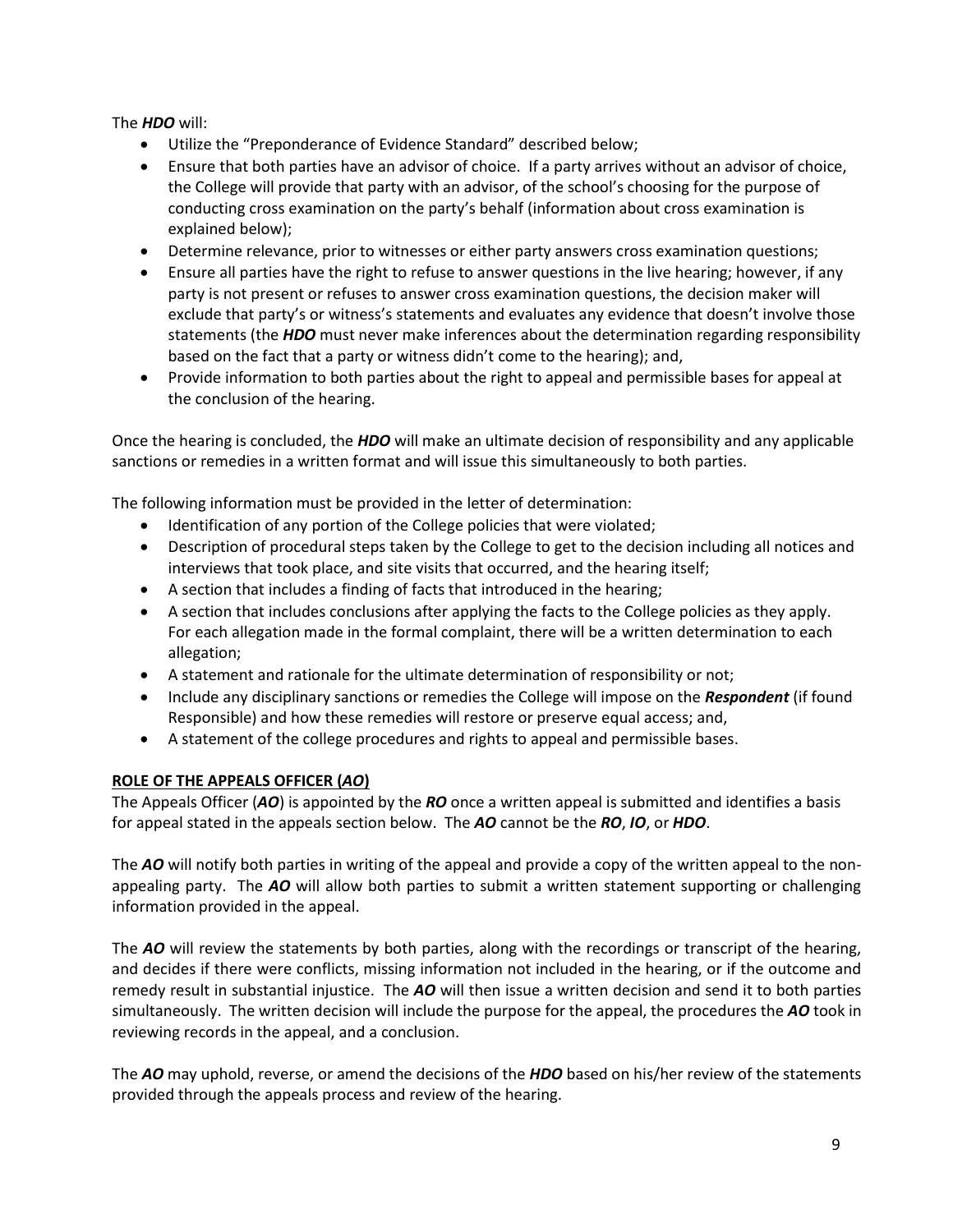The ***HDO*** will:

- Utilize the "Preponderance of Evidence Standard" described below;
- Ensure that both parties have an advisor of choice. If a party arrives without an advisor of choice, the College will provide that party with an advisor, of the school's choosing for the purpose of conducting cross examination on the party's behalf (information about cross examination is explained below);
- Determine relevance, prior to witnesses or either party answers cross examination questions;
- Ensure all parties have the right to refuse to answer questions in the live hearing; however, if any party is not present or refuses to answer cross examination questions, the decision maker will exclude that party's or witness's statements and evaluates any evidence that doesn't involve those statements (the ***HDO*** must never make inferences about the determination regarding responsibility based on the fact that a party or witness didn't come to the hearing); and,
- Provide information to both parties about the right to appeal and permissible bases for appeal at the conclusion of the hearing.

Once the hearing is concluded, the ***HDO*** will make an ultimate decision of responsibility and any applicable sanctions or remedies in a written format and will issue this simultaneously to both parties.

The following information must be provided in the letter of determination:

- Identification of any portion of the College policies that were violated;
- Description of procedural steps taken by the College to get to the decision including all notices and interviews that took place, and site visits that occurred, and the hearing itself;
- A section that includes a finding of facts that introduced in the hearing;
- A section that includes conclusions after applying the facts to the College policies as they apply. For each allegation made in the formal complaint, there will be a written determination to each allegation;
- A statement and rationale for the ultimate determination of responsibility or not;
- Include any disciplinary sanctions or remedies the College will impose on the ***Respondent*** (if found Responsible) and how these remedies will restore or preserve equal access; and,
- A statement of the college procedures and rights to appeal and permissible bases.

**ROLE OF THE APPEALS OFFICER (*AO*)**

The Appeals Officer (***AO***) is appointed by the ***RO*** once a written appeal is submitted and identifies a basis for appeal stated in the appeals section below. The ***AO*** cannot be the ***RO***, ***IO***, or ***HDO***.

The ***AO*** will notify both parties in writing of the appeal and provide a copy of the written appeal to the non-appealing party. The ***AO*** will allow both parties to submit a written statement supporting or challenging information provided in the appeal.

The ***AO*** will review the statements by both parties, along with the recordings or transcript of the hearing, and decides if there were conflicts, missing information not included in the hearing, or if the outcome and remedy result in substantial injustice. The ***AO*** will then issue a written decision and send it to both parties simultaneously. The written decision will include the purpose for the appeal, the procedures the ***AO*** took in reviewing records in the appeal, and a conclusion.

The ***AO*** may uphold, reverse, or amend the decisions of the ***HDO*** based on his/her review of the statements provided through the appeals process and review of the hearing.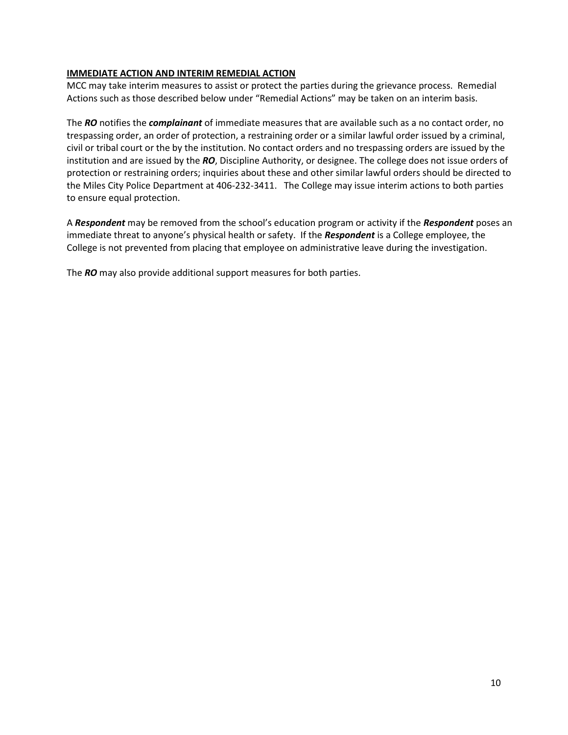**IMMEDIATE ACTION AND INTERIM REMEDIAL ACTION**

MCC may take interim measures to assist or protect the parties during the grievance process. Remedial Actions such as those described below under "Remedial Actions" may be taken on an interim basis.

The ***RO*** notifies the ***complainant*** of immediate measures that are available such as a no contact order, no trespassing order, an order of protection, a restraining order or a similar lawful order issued by a criminal, civil or tribal court or the by the institution. No contact orders and no trespassing orders are issued by the institution and are issued by the ***RO***, Discipline Authority, or designee. The college does not issue orders of protection or restraining orders; inquiries about these and other similar lawful orders should be directed to the Miles City Police Department at 406-232-3411. The College may issue interim actions to both parties to ensure equal protection.

A ***Respondent*** may be removed from the school's education program or activity if the ***Respondent*** poses an immediate threat to anyone's physical health or safety. If the ***Respondent*** is a College employee, the College is not prevented from placing that employee on administrative leave during the investigation.

The ***RO*** may also provide additional support measures for both parties.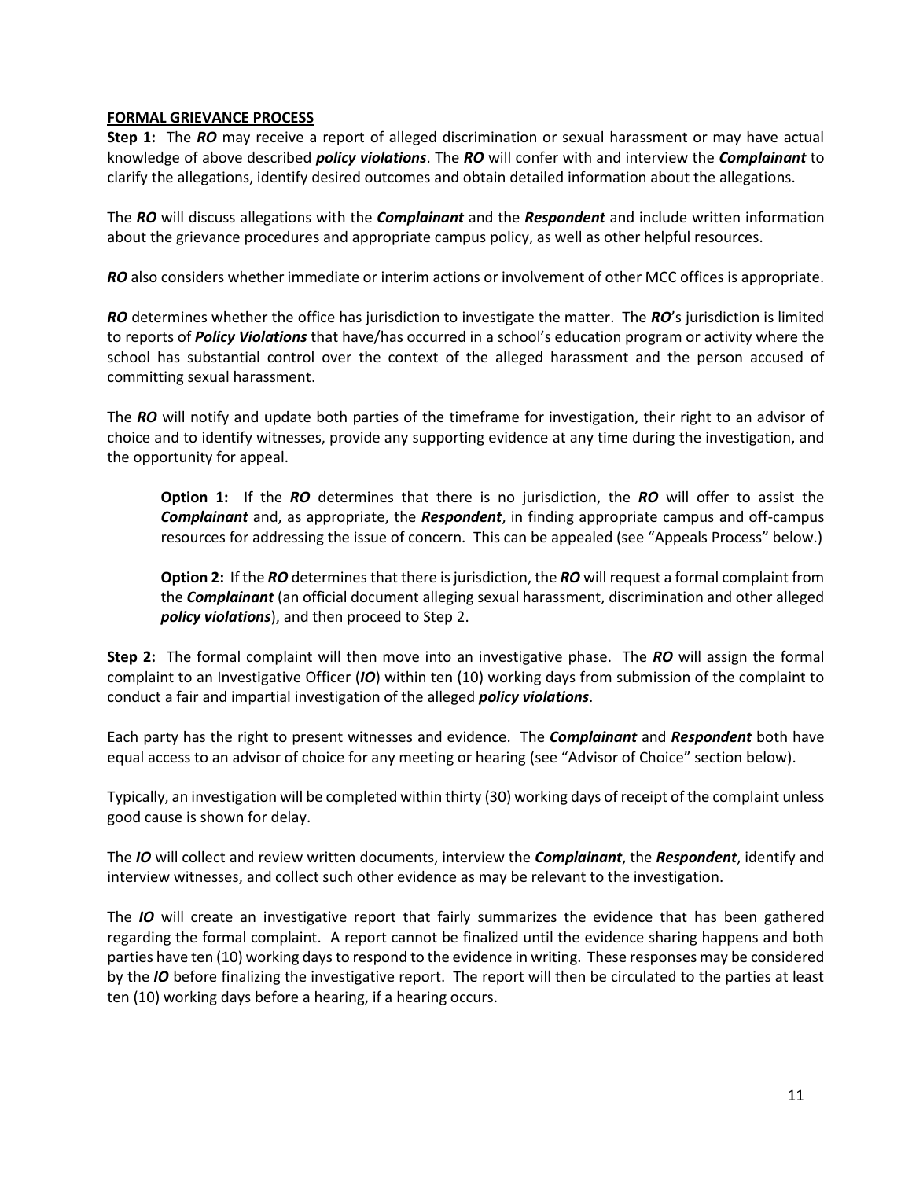**FORMAL GRIEVANCE PROCESS**

**Step 1:** The ***RO*** may receive a report of alleged discrimination or sexual harassment or may have actual knowledge of above described ***policy violations***. The ***RO*** will confer with and interview the ***Complainant*** to clarify the allegations, identify desired outcomes and obtain detailed information about the allegations.

The ***RO*** will discuss allegations with the ***Complainant*** and the ***Respondent*** and include written information about the grievance procedures and appropriate campus policy, as well as other helpful resources.

***RO*** also considers whether immediate or interim actions or involvement of other MCC offices is appropriate.

***RO*** determines whether the office has jurisdiction to investigate the matter. The ***RO***'s jurisdiction is limited to reports of ***Policy Violations*** that have/has occurred in a school's education program or activity where the school has substantial control over the context of the alleged harassment and the person accused of committing sexual harassment.

The ***RO*** will notify and update both parties of the timeframe for investigation, their right to an advisor of choice and to identify witnesses, provide any supporting evidence at any time during the investigation, and the opportunity for appeal.

> **Option 1:** If the ***RO*** determines that there is no jurisdiction, the ***RO*** will offer to assist the ***Complainant*** and, as appropriate, the ***Respondent***, in finding appropriate campus and off-campus resources for addressing the issue of concern. This can be appealed (see "Appeals Process" below.)
>
> **Option 2:** If the ***RO*** determines that there is jurisdiction, the ***RO*** will request a formal complaint from the ***Complainant*** (an official document alleging sexual harassment, discrimination and other alleged ***policy violations***), and then proceed to Step 2.

**Step 2:** The formal complaint will then move into an investigative phase. The ***RO*** will assign the formal complaint to an Investigative Officer (***IO***) within ten (10) working days from submission of the complaint to conduct a fair and impartial investigation of the alleged ***policy violations***.

Each party has the right to present witnesses and evidence. The ***Complainant*** and ***Respondent*** both have equal access to an advisor of choice for any meeting or hearing (see "Advisor of Choice" section below).

Typically, an investigation will be completed within thirty (30) working days of receipt of the complaint unless good cause is shown for delay.

The ***IO*** will collect and review written documents, interview the ***Complainant***, the ***Respondent***, identify and interview witnesses, and collect such other evidence as may be relevant to the investigation.

The ***IO*** will create an investigative report that fairly summarizes the evidence that has been gathered regarding the formal complaint. A report cannot be finalized until the evidence sharing happens and both parties have ten (10) working days to respond to the evidence in writing. These responses may be considered by the ***IO*** before finalizing the investigative report. The report will then be circulated to the parties at least ten (10) working days before a hearing, if a hearing occurs.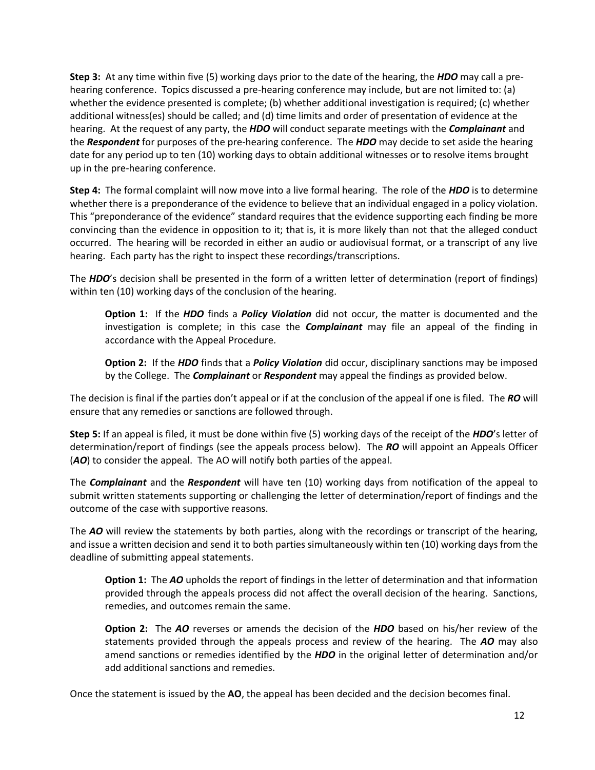**Step 3:** At any time within five (5) working days prior to the date of the hearing, the ***HDO*** may call a pre-hearing conference. Topics discussed a pre-hearing conference may include, but are not limited to: (a) whether the evidence presented is complete; (b) whether additional investigation is required; (c) whether additional witness(es) should be called; and (d) time limits and order of presentation of evidence at the hearing. At the request of any party, the ***HDO*** will conduct separate meetings with the ***Complainant*** and the ***Respondent*** for purposes of the pre-hearing conference. The ***HDO*** may decide to set aside the hearing date for any period up to ten (10) working days to obtain additional witnesses or to resolve items brought up in the pre-hearing conference.

**Step 4:** The formal complaint will now move into a live formal hearing. The role of the ***HDO*** is to determine whether there is a preponderance of the evidence to believe that an individual engaged in a policy violation. This "preponderance of the evidence" standard requires that the evidence supporting each finding be more convincing than the evidence in opposition to it; that is, it is more likely than not that the alleged conduct occurred. The hearing will be recorded in either an audio or audiovisual format, or a transcript of any live hearing. Each party has the right to inspect these recordings/transcriptions.

The ***HDO***'s decision shall be presented in the form of a written letter of determination (report of findings) within ten (10) working days of the conclusion of the hearing.

> **Option 1:** If the ***HDO*** finds a ***Policy Violation*** did not occur, the matter is documented and the investigation is complete; in this case the ***Complainant*** may file an appeal of the finding in accordance with the Appeal Procedure.
>
> **Option 2:** If the ***HDO*** finds that a ***Policy Violation*** did occur, disciplinary sanctions may be imposed by the College. The ***Complainant*** or ***Respondent*** may appeal the findings as provided below.

The decision is final if the parties don't appeal or if at the conclusion of the appeal if one is filed. The ***RO*** will ensure that any remedies or sanctions are followed through.

**Step 5:** If an appeal is filed, it must be done within five (5) working days of the receipt of the ***HDO***'s letter of determination/report of findings (see the appeals process below). The ***RO*** will appoint an Appeals Officer (***AO***) to consider the appeal. The AO will notify both parties of the appeal.

The ***Complainant*** and the ***Respondent*** will have ten (10) working days from notification of the appeal to submit written statements supporting or challenging the letter of determination/report of findings and the outcome of the case with supportive reasons.

The ***AO*** will review the statements by both parties, along with the recordings or transcript of the hearing, and issue a written decision and send it to both parties simultaneously within ten (10) working days from the deadline of submitting appeal statements.

> **Option 1:** The ***AO*** upholds the report of findings in the letter of determination and that information provided through the appeals process did not affect the overall decision of the hearing. Sanctions, remedies, and outcomes remain the same.
>
> **Option 2:** The ***AO*** reverses or amends the decision of the ***HDO*** based on his/her review of the statements provided through the appeals process and review of the hearing. The ***AO*** may also amend sanctions or remedies identified by the ***HDO*** in the original letter of determination and/or add additional sanctions and remedies.

Once the statement is issued by the **AO**, the appeal has been decided and the decision becomes final.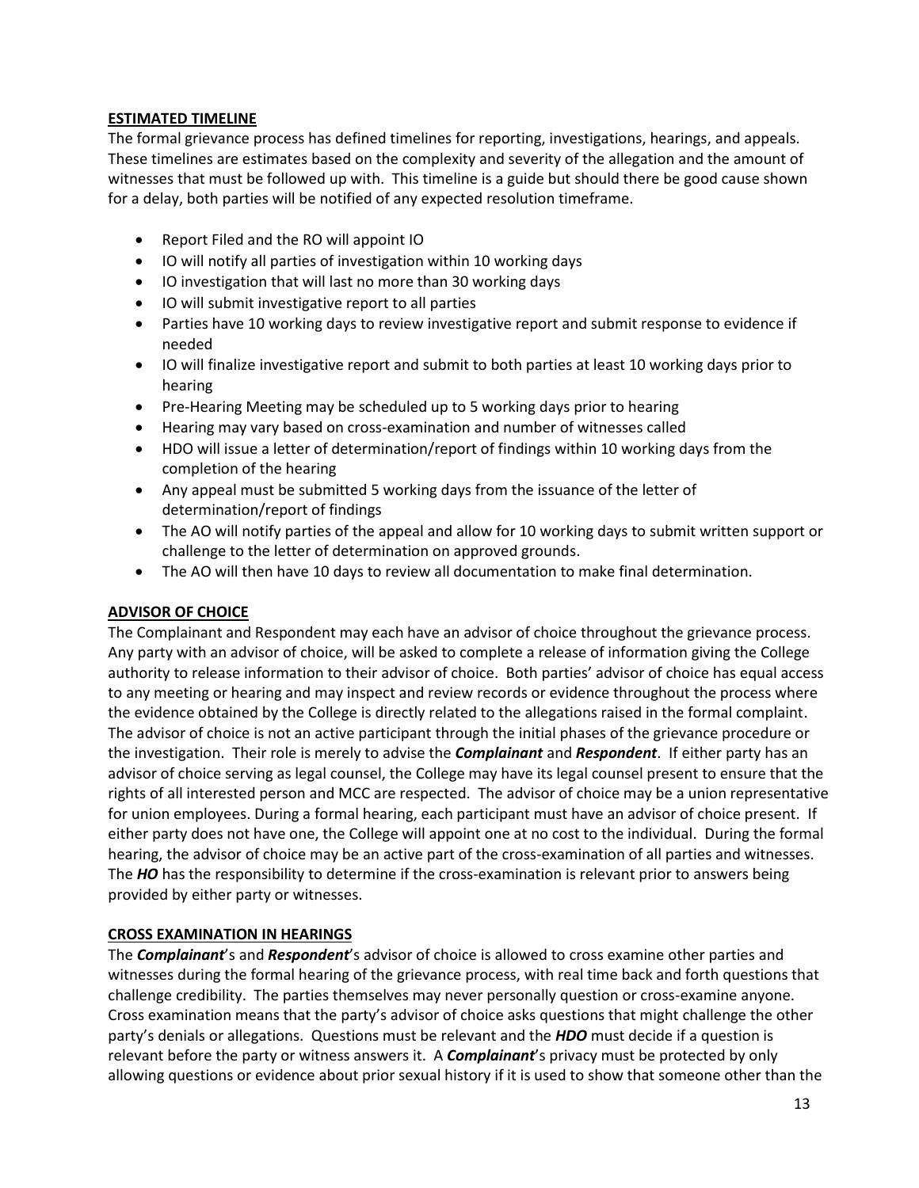## ESTIMATED TIMELINE

The formal grievance process has defined timelines for reporting, investigations, hearings, and appeals. These timelines are estimates based on the complexity and severity of the allegation and the amount of witnesses that must be followed up with. This timeline is a guide but should there be good cause shown for a delay, both parties will be notified of any expected resolution timeframe.

- Report Filed and the RO will appoint IO
- IO will notify all parties of investigation within 10 working days
- IO investigation that will last no more than 30 working days
- IO will submit investigative report to all parties
- Parties have 10 working days to review investigative report and submit response to evidence if needed
- IO will finalize investigative report and submit to both parties at least 10 working days prior to hearing
- Pre-Hearing Meeting may be scheduled up to 5 working days prior to hearing
- Hearing may vary based on cross-examination and number of witnesses called
- HDO will issue a letter of determination/report of findings within 10 working days from the completion of the hearing
- Any appeal must be submitted 5 working days from the issuance of the letter of determination/report of findings
- The AO will notify parties of the appeal and allow for 10 working days to submit written support or challenge to the letter of determination on approved grounds.
- The AO will then have 10 days to review all documentation to make final determination.

## ADVISOR OF CHOICE

The Complainant and Respondent may each have an advisor of choice throughout the grievance process. Any party with an advisor of choice, will be asked to complete a release of information giving the College authority to release information to their advisor of choice. Both parties' advisor of choice has equal access to any meeting or hearing and may inspect and review records or evidence throughout the process where the evidence obtained by the College is directly related to the allegations raised in the formal complaint. The advisor of choice is not an active participant through the initial phases of the grievance procedure or the investigation. Their role is merely to advise the ***Complainant*** and ***Respondent***. If either party has an advisor of choice serving as legal counsel, the College may have its legal counsel present to ensure that the rights of all interested person and MCC are respected. The advisor of choice may be a union representative for union employees. During a formal hearing, each participant must have an advisor of choice present. If either party does not have one, the College will appoint one at no cost to the individual. During the formal hearing, the advisor of choice may be an active part of the cross-examination of all parties and witnesses. The ***HO*** has the responsibility to determine if the cross-examination is relevant prior to answers being provided by either party or witnesses.

## CROSS EXAMINATION IN HEARINGS

The ***Complainant***'s and ***Respondent***'s advisor of choice is allowed to cross examine other parties and witnesses during the formal hearing of the grievance process, with real time back and forth questions that challenge credibility. The parties themselves may never personally question or cross-examine anyone. Cross examination means that the party's advisor of choice asks questions that might challenge the other party's denials or allegations. Questions must be relevant and the ***HDO*** must decide if a question is relevant before the party or witness answers it. A ***Complainant***'s privacy must be protected by only allowing questions or evidence about prior sexual history if it is used to show that someone other than the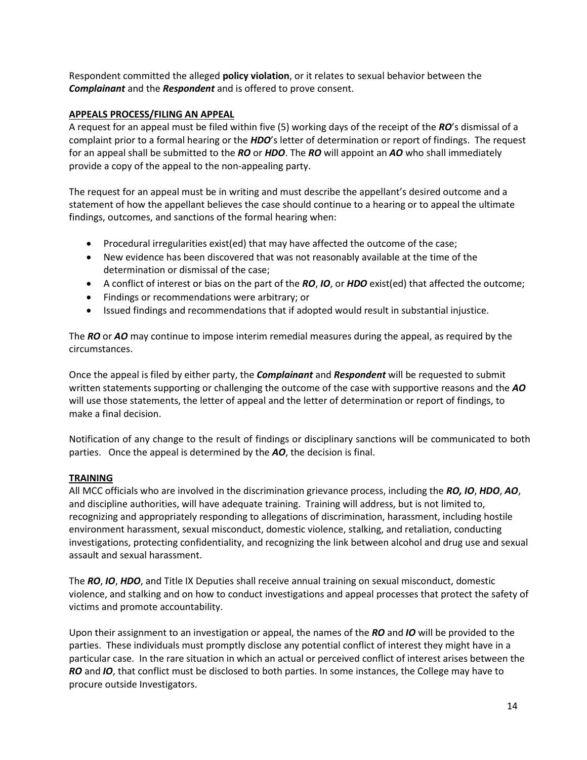Respondent committed the alleged **policy violation**, or it relates to sexual behavior between the ***Complainant*** and the ***Respondent*** and is offered to prove consent.

**APPEALS PROCESS/FILING AN APPEAL**

A request for an appeal must be filed within five (5) working days of the receipt of the ***RO***'s dismissal of a complaint prior to a formal hearing or the ***HDO***'s letter of determination or report of findings. The request for an appeal shall be submitted to the ***RO*** or ***HDO***. The ***RO*** will appoint an ***AO*** who shall immediately provide a copy of the appeal to the non-appealing party.

The request for an appeal must be in writing and must describe the appellant's desired outcome and a statement of how the appellant believes the case should continue to a hearing or to appeal the ultimate findings, outcomes, and sanctions of the formal hearing when:

- Procedural irregularities exist(ed) that may have affected the outcome of the case;
- New evidence has been discovered that was not reasonably available at the time of the determination or dismissal of the case;
- A conflict of interest or bias on the part of the ***RO***, ***IO***, or ***HDO*** exist(ed) that affected the outcome;
- Findings or recommendations were arbitrary; or
- Issued findings and recommendations that if adopted would result in substantial injustice.

The ***RO*** or ***AO*** may continue to impose interim remedial measures during the appeal, as required by the circumstances.

Once the appeal is filed by either party, the ***Complainant*** and ***Respondent*** will be requested to submit written statements supporting or challenging the outcome of the case with supportive reasons and the ***AO*** will use those statements, the letter of appeal and the letter of determination or report of findings, to make a final decision.

Notification of any change to the result of findings or disciplinary sanctions will be communicated to both parties. Once the appeal is determined by the ***AO***, the decision is final.

**TRAINING**

All MCC officials who are involved in the discrimination grievance process, including the ***RO, IO***, ***HDO***, ***AO***, and discipline authorities, will have adequate training. Training will address, but is not limited to, recognizing and appropriately responding to allegations of discrimination, harassment, including hostile environment harassment, sexual misconduct, domestic violence, stalking, and retaliation, conducting investigations, protecting confidentiality, and recognizing the link between alcohol and drug use and sexual assault and sexual harassment.

The ***RO***, ***IO***, ***HDO***, and Title IX Deputies shall receive annual training on sexual misconduct, domestic violence, and stalking and on how to conduct investigations and appeal processes that protect the safety of victims and promote accountability.

Upon their assignment to an investigation or appeal, the names of the ***RO*** and ***IO*** will be provided to the parties. These individuals must promptly disclose any potential conflict of interest they might have in a particular case. In the rare situation in which an actual or perceived conflict of interest arises between the ***RO*** and ***IO***, that conflict must be disclosed to both parties. In some instances, the College may have to procure outside Investigators.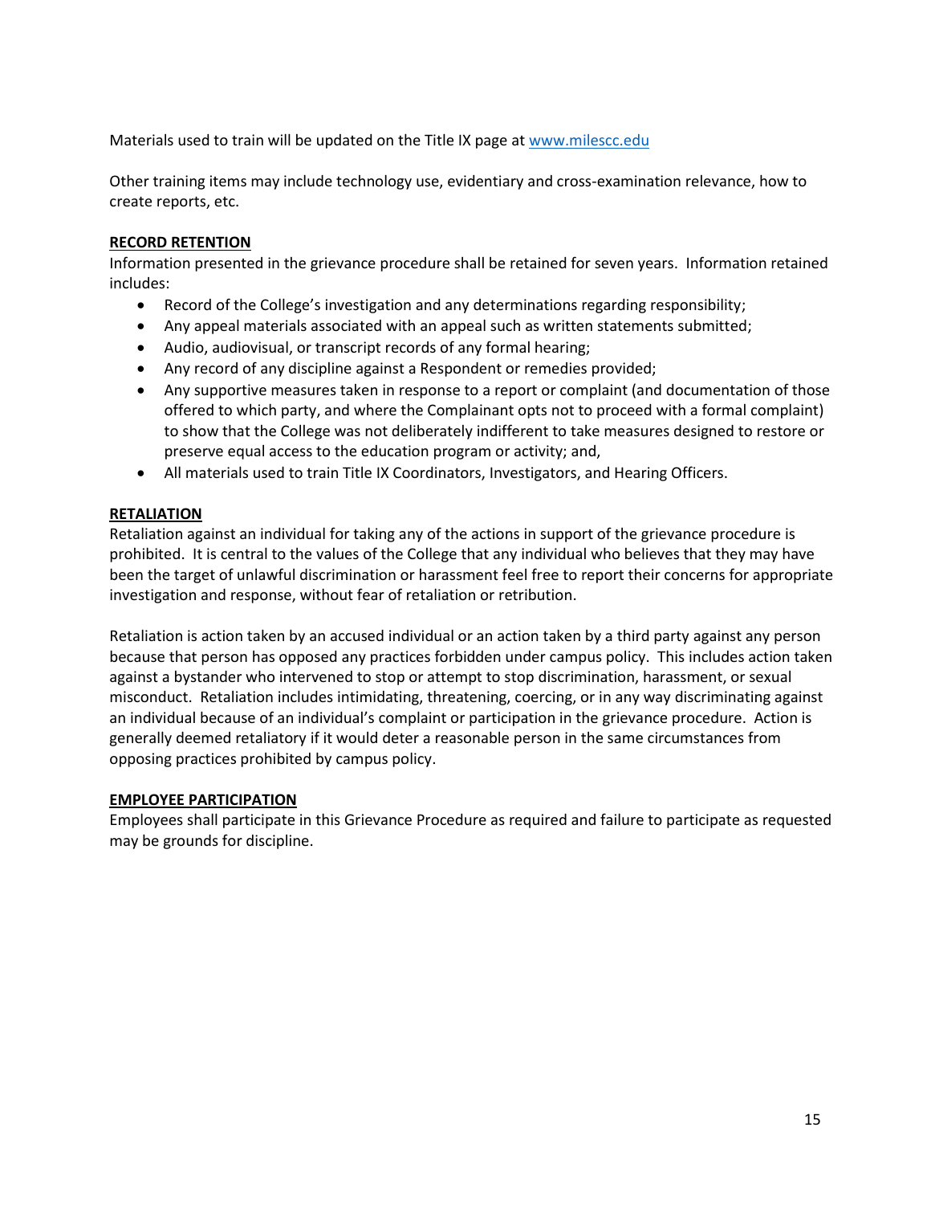Materials used to train will be updated on the Title IX page at [www.milescc.edu](http://www.milescc.edu)

Other training items may include technology use, evidentiary and cross-examination relevance, how to create reports, etc.

**RECORD RETENTION**

Information presented in the grievance procedure shall be retained for seven years. Information retained includes:

- Record of the College's investigation and any determinations regarding responsibility;
- Any appeal materials associated with an appeal such as written statements submitted;
- Audio, audiovisual, or transcript records of any formal hearing;
- Any record of any discipline against a Respondent or remedies provided;
- Any supportive measures taken in response to a report or complaint (and documentation of those offered to which party, and where the Complainant opts not to proceed with a formal complaint) to show that the College was not deliberately indifferent to take measures designed to restore or preserve equal access to the education program or activity; and,
- All materials used to train Title IX Coordinators, Investigators, and Hearing Officers.

**RETALIATION**

Retaliation against an individual for taking any of the actions in support of the grievance procedure is prohibited. It is central to the values of the College that any individual who believes that they may have been the target of unlawful discrimination or harassment feel free to report their concerns for appropriate investigation and response, without fear of retaliation or retribution.

Retaliation is action taken by an accused individual or an action taken by a third party against any person because that person has opposed any practices forbidden under campus policy. This includes action taken against a bystander who intervened to stop or attempt to stop discrimination, harassment, or sexual misconduct. Retaliation includes intimidating, threatening, coercing, or in any way discriminating against an individual because of an individual's complaint or participation in the grievance procedure. Action is generally deemed retaliatory if it would deter a reasonable person in the same circumstances from opposing practices prohibited by campus policy.

**EMPLOYEE PARTICIPATION**

Employees shall participate in this Grievance Procedure as required and failure to participate as requested may be grounds for discipline.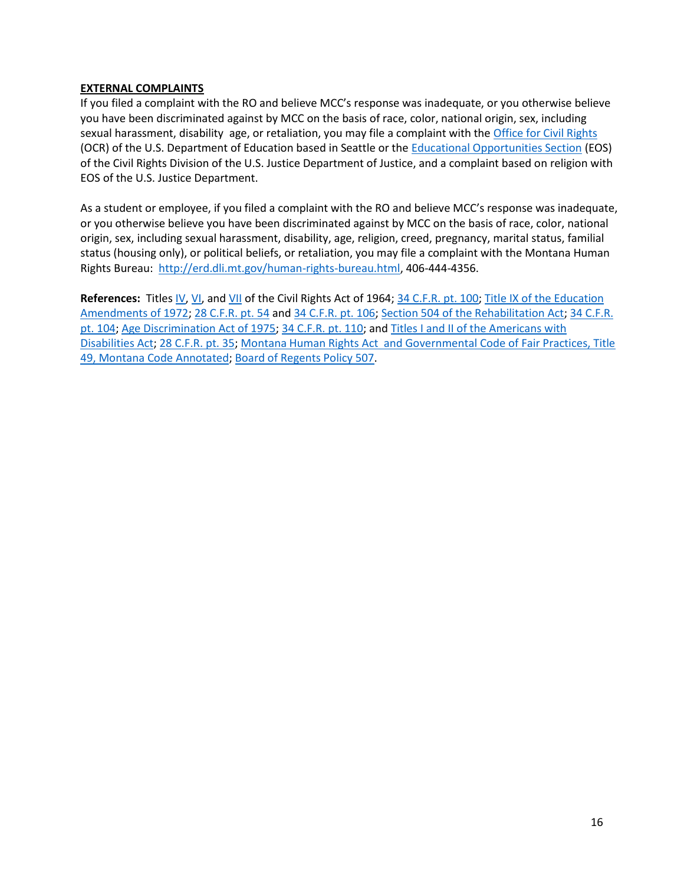**EXTERNAL COMPLAINTS**

If you filed a complaint with the RO and believe MCC's response was inadequate, or you otherwise believe you have been discriminated against by MCC on the basis of race, color, national origin, sex, including sexual harassment, disability age, or retaliation, you may file a complaint with the Office for Civil Rights (OCR) of the U.S. Department of Education based in Seattle or the Educational Opportunities Section (EOS) of the Civil Rights Division of the U.S. Justice Department of Justice, and a complaint based on religion with EOS of the U.S. Justice Department.

As a student or employee, if you filed a complaint with the RO and believe MCC's response was inadequate, or you otherwise believe you have been discriminated against by MCC on the basis of race, color, national origin, sex, including sexual harassment, disability, age, religion, creed, pregnancy, marital status, familial status (housing only), or political beliefs, or retaliation, you may file a complaint with the Montana Human Rights Bureau: http://erd.dli.mt.gov/human-rights-bureau.html, 406-444-4356.

**References:** Titles IV, VI, and VII of the Civil Rights Act of 1964; 34 C.F.R. pt. 100; Title IX of the Education Amendments of 1972; 28 C.F.R. pt. 54 and 34 C.F.R. pt. 106; Section 504 of the Rehabilitation Act; 34 C.F.R. pt. 104; Age Discrimination Act of 1975; 34 C.F.R. pt. 110; and Titles I and II of the Americans with Disabilities Act; 28 C.F.R. pt. 35; Montana Human Rights Act and Governmental Code of Fair Practices, Title 49, Montana Code Annotated; Board of Regents Policy 507.